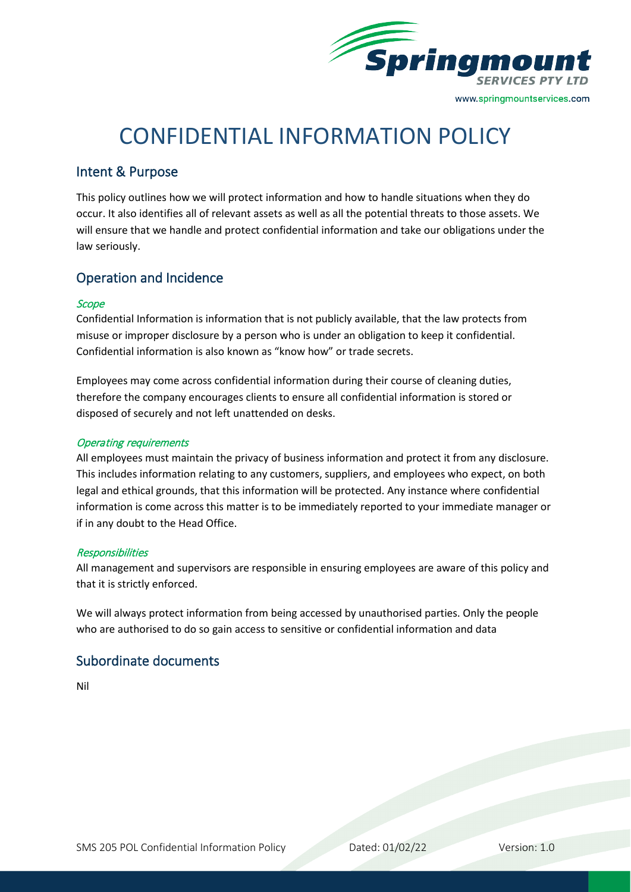# CONFIDENTIAL INFORMATION POLICY

## Intent & Purpose

This policy outlines how we will protect information and how to handle situations when they do occur. It also identifies all of relevant assets as well as all the potential threats to those assets. We will ensure that we handle and protect confidential information and take our obligations under the law seriously.

## Operation and Incidence

### *Scope*

Confidential Information is information that is not publicly available, that the law protects from misuse or improper disclosure by a person who is under an obligation to keep it confidential. Confidential information is also known as "know how" or trade secrets.

Employees may come across confidential information during their course of cleaning duties, therefore the company encourages clients to ensure all confidential information is stored or disposed of securely and not left unattended on desks.

### *Operating requirements*

All employees must maintain the privacy of business information and protect it from any disclosure. This includes information relating to any customers, suppliers, and employees who expect, on both legal and ethical grounds, that this information will be protected. Any instance where confidential information is come across this matter is to be immediately reported to your immediate manager or if in any doubt to the Head Office.

### *Responsibilities*

All management and supervisors are responsible in ensuring employees are aware of this policy and that it is strictly enforced.

We will always protect information from being accessed by unauthorised parties. Only the people who are authorised to do so gain access to sensitive or confidential information and data

## Subordinate documents

Nil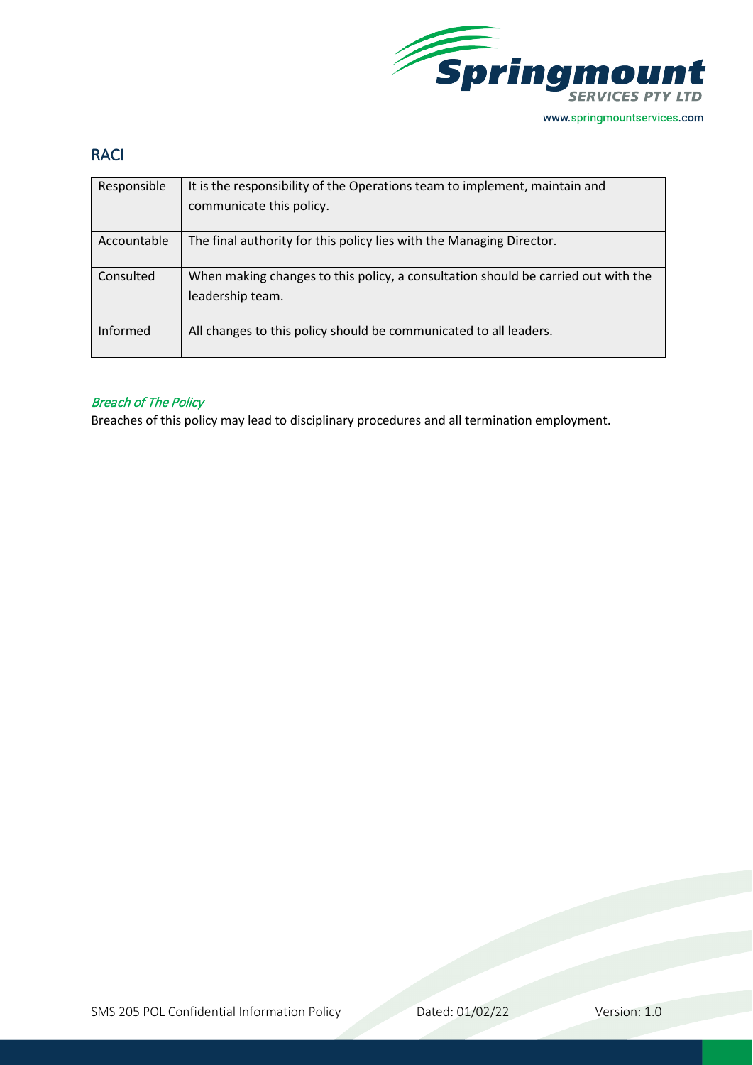## RACI

| | |
|---|---|
| Responsible | It is the responsibility of the Operations team to implement, maintain and communicate this policy. |
| Accountable | The final authority for this policy lies with the Managing Director. |
| Consulted | When making changes to this policy, a consultation should be carried out with the leadership team. |
| Informed | All changes to this policy should be communicated to all leaders. |

### *Breach of The Policy*

Breaches of this policy may lead to disciplinary procedures and all termination employment.